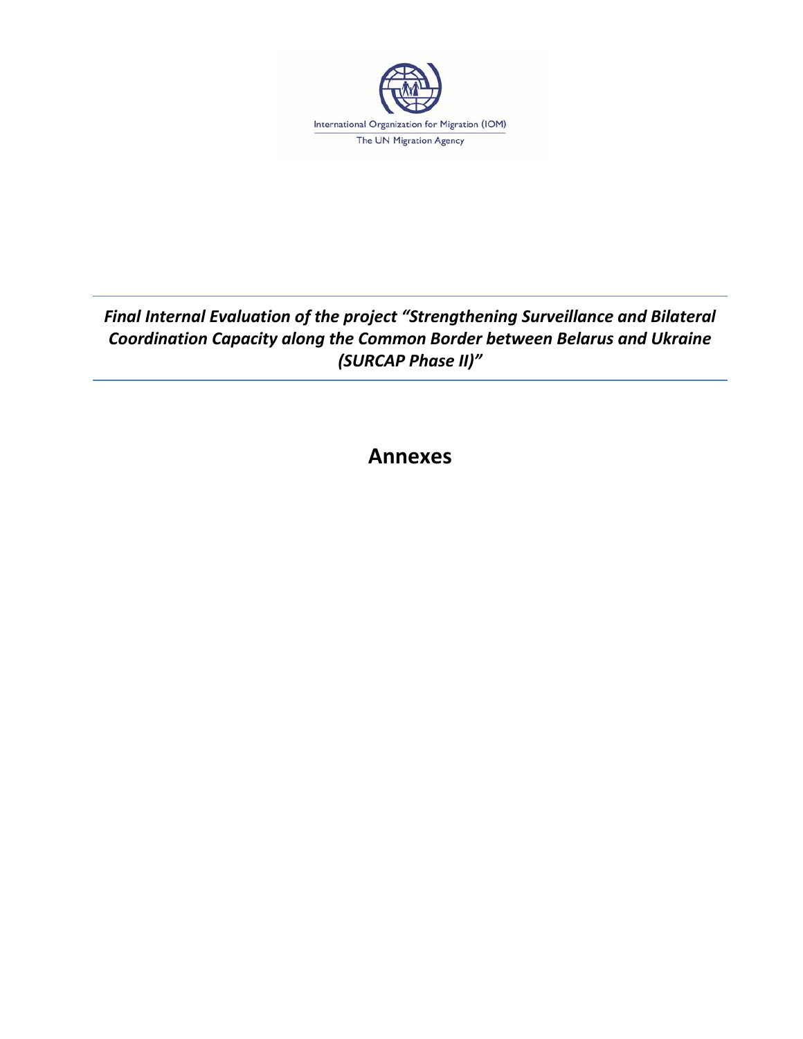International Organization for Migration (IOM)

The UN Migration Agency

***Final Internal Evaluation of the project "Strengthening Surveillance and Bilateral Coordination Capacity along the Common Border between Belarus and Ukraine (SURCAP Phase II)"***

# Annexes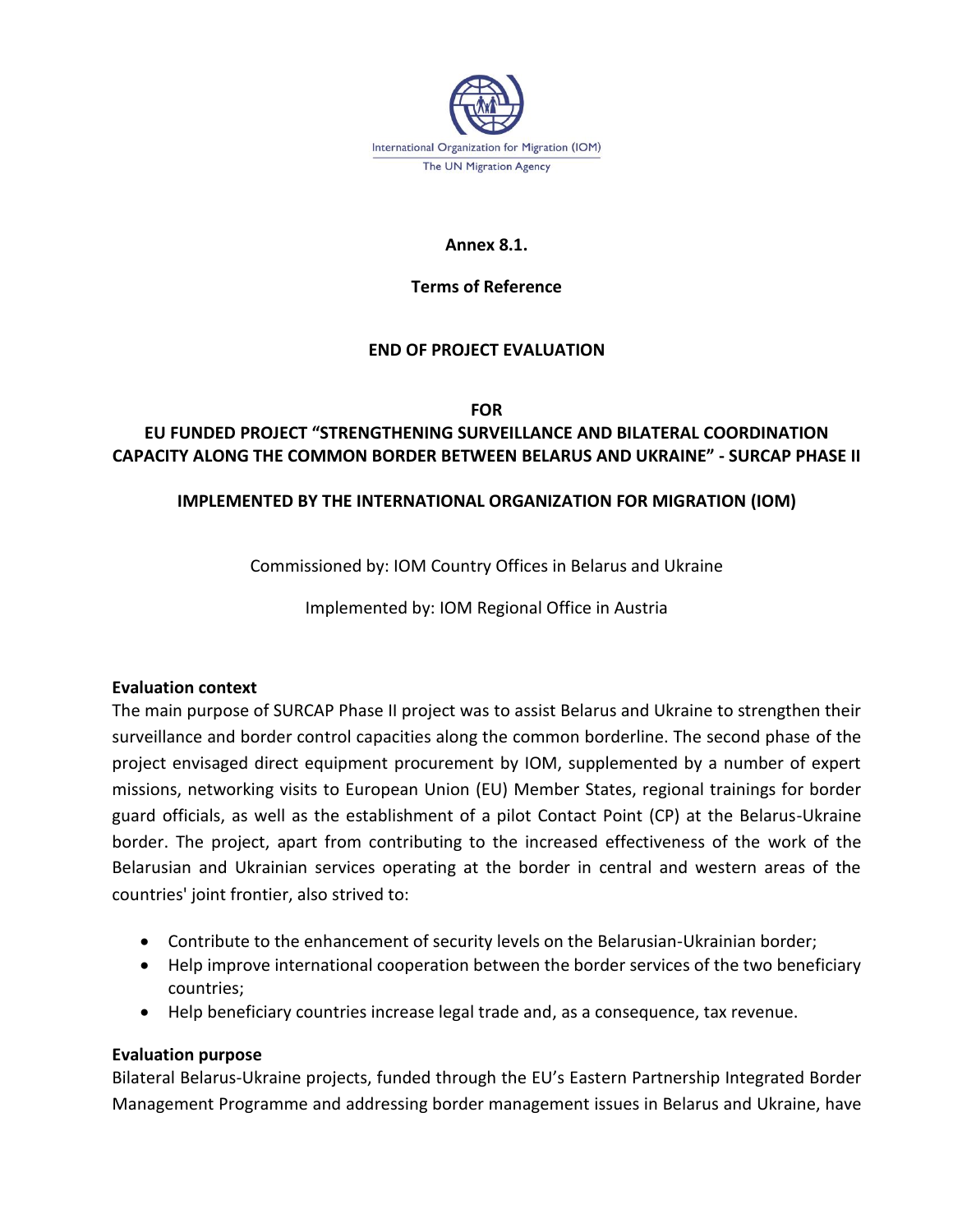International Organization for Migration (IOM)
The UN Migration Agency

**Annex 8.1.**

**Terms of Reference**

**END OF PROJECT EVALUATION**

**FOR**
**EU FUNDED PROJECT "STRENGTHENING SURVEILLANCE AND BILATERAL COORDINATION CAPACITY ALONG THE COMMON BORDER BETWEEN BELARUS AND UKRAINE" - SURCAP PHASE II**

**IMPLEMENTED BY THE INTERNATIONAL ORGANIZATION FOR MIGRATION (IOM)**

Commissioned by: IOM Country Offices in Belarus and Ukraine

Implemented by: IOM Regional Office in Austria

**Evaluation context**

The main purpose of SURCAP Phase II project was to assist Belarus and Ukraine to strengthen their surveillance and border control capacities along the common borderline. The second phase of the project envisaged direct equipment procurement by IOM, supplemented by a number of expert missions, networking visits to European Union (EU) Member States, regional trainings for border guard officials, as well as the establishment of a pilot Contact Point (CP) at the Belarus-Ukraine border. The project, apart from contributing to the increased effectiveness of the work of the Belarusian and Ukrainian services operating at the border in central and western areas of the countries' joint frontier, also strived to:

- Contribute to the enhancement of security levels on the Belarusian-Ukrainian border;
- Help improve international cooperation between the border services of the two beneficiary countries;
- Help beneficiary countries increase legal trade and, as a consequence, tax revenue.

**Evaluation purpose**

Bilateral Belarus-Ukraine projects, funded through the EU's Eastern Partnership Integrated Border Management Programme and addressing border management issues in Belarus and Ukraine, have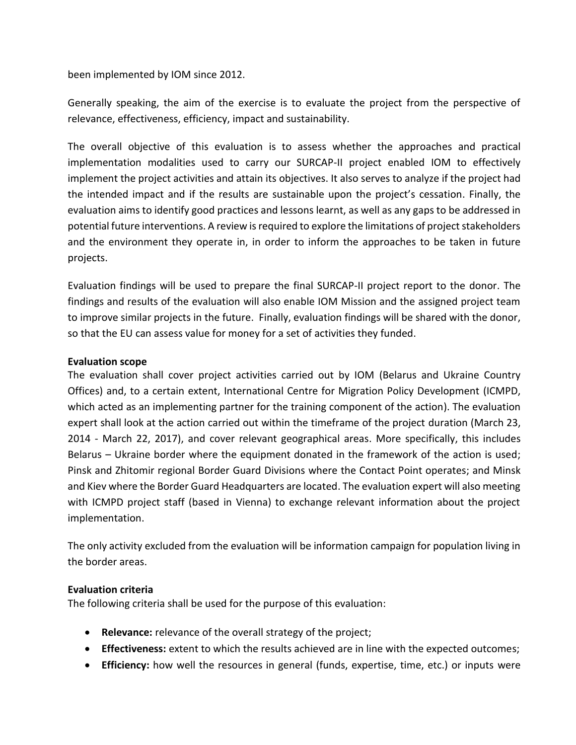been implemented by IOM since 2012.

Generally speaking, the aim of the exercise is to evaluate the project from the perspective of relevance, effectiveness, efficiency, impact and sustainability.

The overall objective of this evaluation is to assess whether the approaches and practical implementation modalities used to carry our SURCAP-II project enabled IOM to effectively implement the project activities and attain its objectives. It also serves to analyze if the project had the intended impact and if the results are sustainable upon the project's cessation. Finally, the evaluation aims to identify good practices and lessons learnt, as well as any gaps to be addressed in potential future interventions. A review is required to explore the limitations of project stakeholders and the environment they operate in, in order to inform the approaches to be taken in future projects.

Evaluation findings will be used to prepare the final SURCAP-II project report to the donor. The findings and results of the evaluation will also enable IOM Mission and the assigned project team to improve similar projects in the future. Finally, evaluation findings will be shared with the donor, so that the EU can assess value for money for a set of activities they funded.

**Evaluation scope**

The evaluation shall cover project activities carried out by IOM (Belarus and Ukraine Country Offices) and, to a certain extent, International Centre for Migration Policy Development (ICMPD, which acted as an implementing partner for the training component of the action). The evaluation expert shall look at the action carried out within the timeframe of the project duration (March 23, 2014 - March 22, 2017), and cover relevant geographical areas. More specifically, this includes Belarus – Ukraine border where the equipment donated in the framework of the action is used; Pinsk and Zhitomir regional Border Guard Divisions where the Contact Point operates; and Minsk and Kiev where the Border Guard Headquarters are located. The evaluation expert will also meeting with ICMPD project staff (based in Vienna) to exchange relevant information about the project implementation.

The only activity excluded from the evaluation will be information campaign for population living in the border areas.

**Evaluation criteria**

The following criteria shall be used for the purpose of this evaluation:

- **Relevance:** relevance of the overall strategy of the project;
- **Effectiveness:** extent to which the results achieved are in line with the expected outcomes;
- **Efficiency:** how well the resources in general (funds, expertise, time, etc.) or inputs were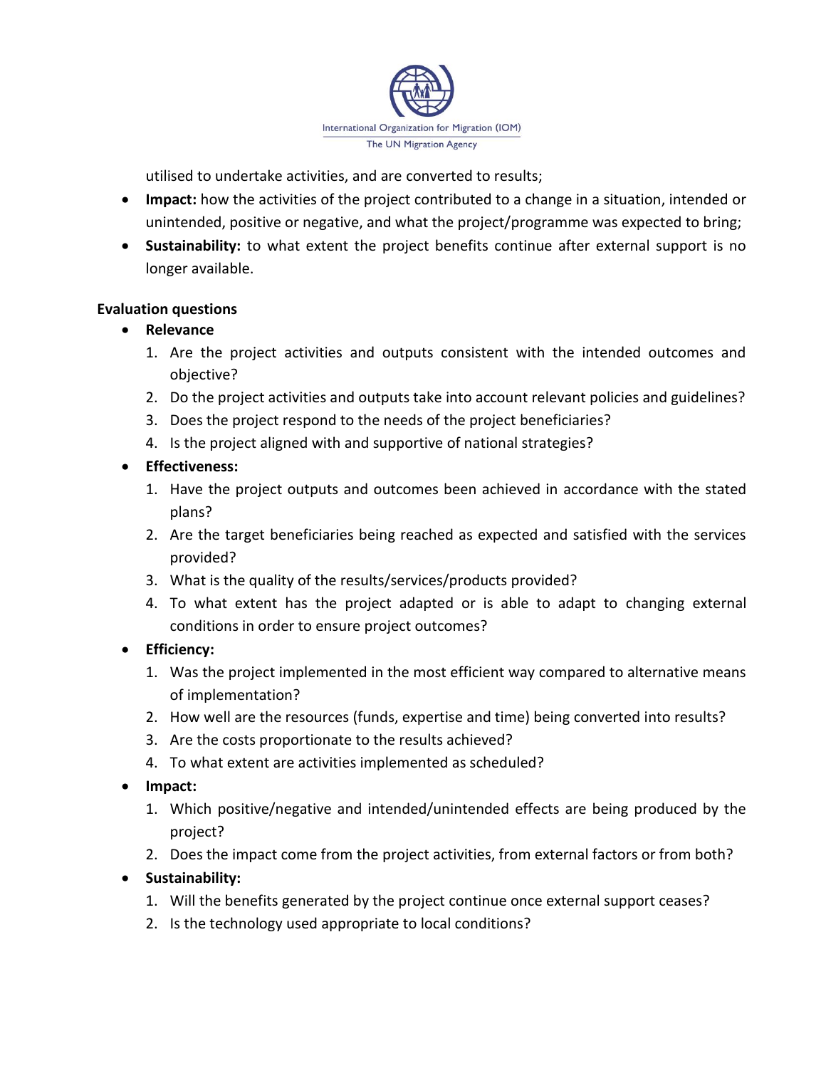utilised to undertake activities, and are converted to results;

- **Impact:** how the activities of the project contributed to a change in a situation, intended or unintended, positive or negative, and what the project/programme was expected to bring;
- **Sustainability:** to what extent the project benefits continue after external support is no longer available.

**Evaluation questions**

- **Relevance**
  1. Are the project activities and outputs consistent with the intended outcomes and objective?
  2. Do the project activities and outputs take into account relevant policies and guidelines?
  3. Does the project respond to the needs of the project beneficiaries?
  4. Is the project aligned with and supportive of national strategies?
- **Effectiveness:**
  1. Have the project outputs and outcomes been achieved in accordance with the stated plans?
  2. Are the target beneficiaries being reached as expected and satisfied with the services provided?
  3. What is the quality of the results/services/products provided?
  4. To what extent has the project adapted or is able to adapt to changing external conditions in order to ensure project outcomes?
- **Efficiency:**
  1. Was the project implemented in the most efficient way compared to alternative means of implementation?
  2. How well are the resources (funds, expertise and time) being converted into results?
  3. Are the costs proportionate to the results achieved?
  4. To what extent are activities implemented as scheduled?
- **Impact:**
  1. Which positive/negative and intended/unintended effects are being produced by the project?
  2. Does the impact come from the project activities, from external factors or from both?
- **Sustainability:**
  1. Will the benefits generated by the project continue once external support ceases?
  2. Is the technology used appropriate to local conditions?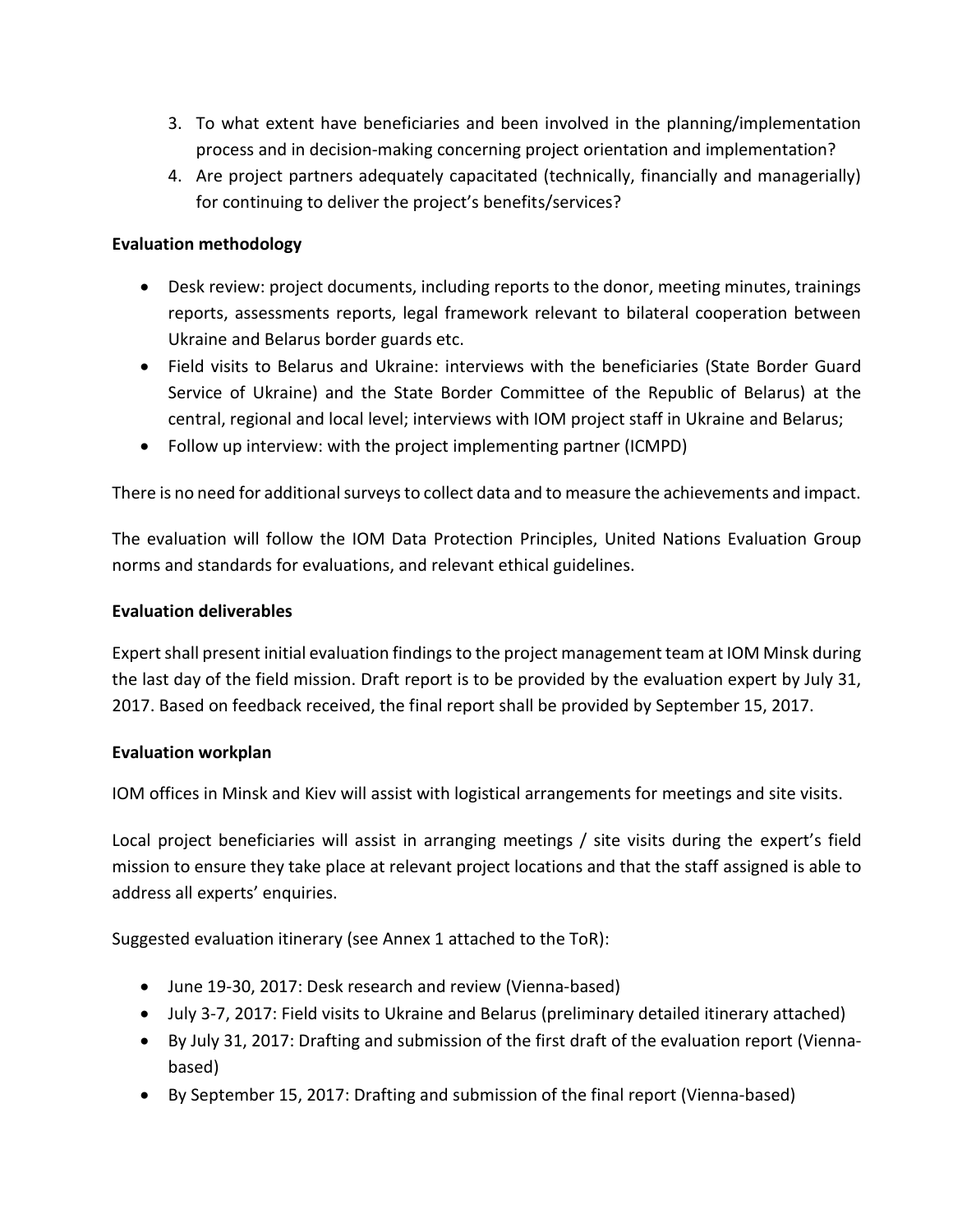3. To what extent have beneficiaries and been involved in the planning/implementation process and in decision-making concerning project orientation and implementation?
4. Are project partners adequately capacitated (technically, financially and managerially) for continuing to deliver the project's benefits/services?

**Evaluation methodology**

- Desk review: project documents, including reports to the donor, meeting minutes, trainings reports, assessments reports, legal framework relevant to bilateral cooperation between Ukraine and Belarus border guards etc.
- Field visits to Belarus and Ukraine: interviews with the beneficiaries (State Border Guard Service of Ukraine) and the State Border Committee of the Republic of Belarus) at the central, regional and local level; interviews with IOM project staff in Ukraine and Belarus;
- Follow up interview: with the project implementing partner (ICMPD)

There is no need for additional surveys to collect data and to measure the achievements and impact.

The evaluation will follow the IOM Data Protection Principles, United Nations Evaluation Group norms and standards for evaluations, and relevant ethical guidelines.

**Evaluation deliverables**

Expert shall present initial evaluation findings to the project management team at IOM Minsk during the last day of the field mission. Draft report is to be provided by the evaluation expert by July 31, 2017. Based on feedback received, the final report shall be provided by September 15, 2017.

**Evaluation workplan**

IOM offices in Minsk and Kiev will assist with logistical arrangements for meetings and site visits.

Local project beneficiaries will assist in arranging meetings / site visits during the expert's field mission to ensure they take place at relevant project locations and that the staff assigned is able to address all experts' enquiries.

Suggested evaluation itinerary (see Annex 1 attached to the ToR):

- June 19-30, 2017: Desk research and review (Vienna-based)
- July 3-7, 2017: Field visits to Ukraine and Belarus (preliminary detailed itinerary attached)
- By July 31, 2017: Drafting and submission of the first draft of the evaluation report (Vienna-based)
- By September 15, 2017: Drafting and submission of the final report (Vienna-based)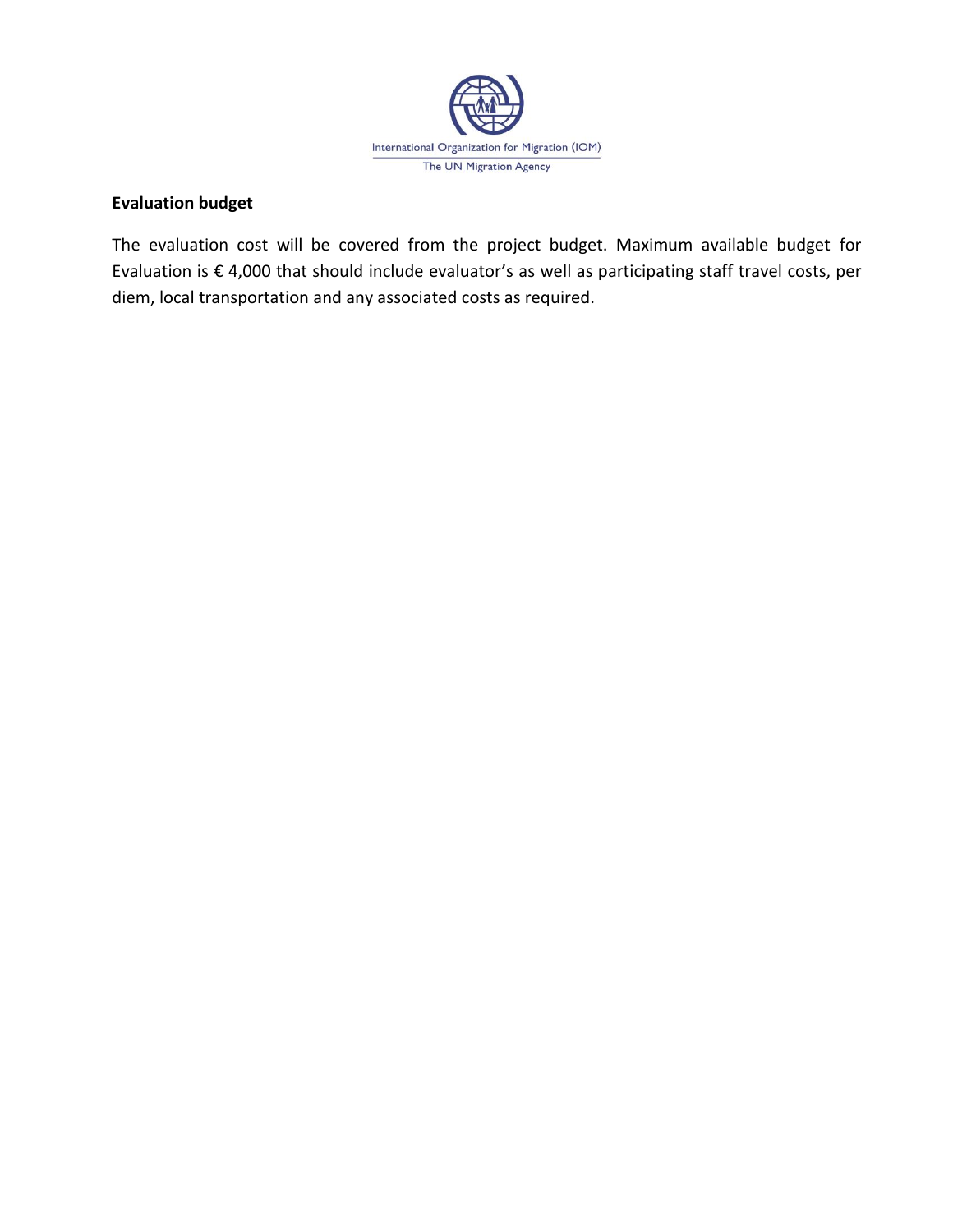**Evaluation budget**

The evaluation cost will be covered from the project budget. Maximum available budget for Evaluation is € 4,000 that should include evaluator's as well as participating staff travel costs, per diem, local transportation and any associated costs as required.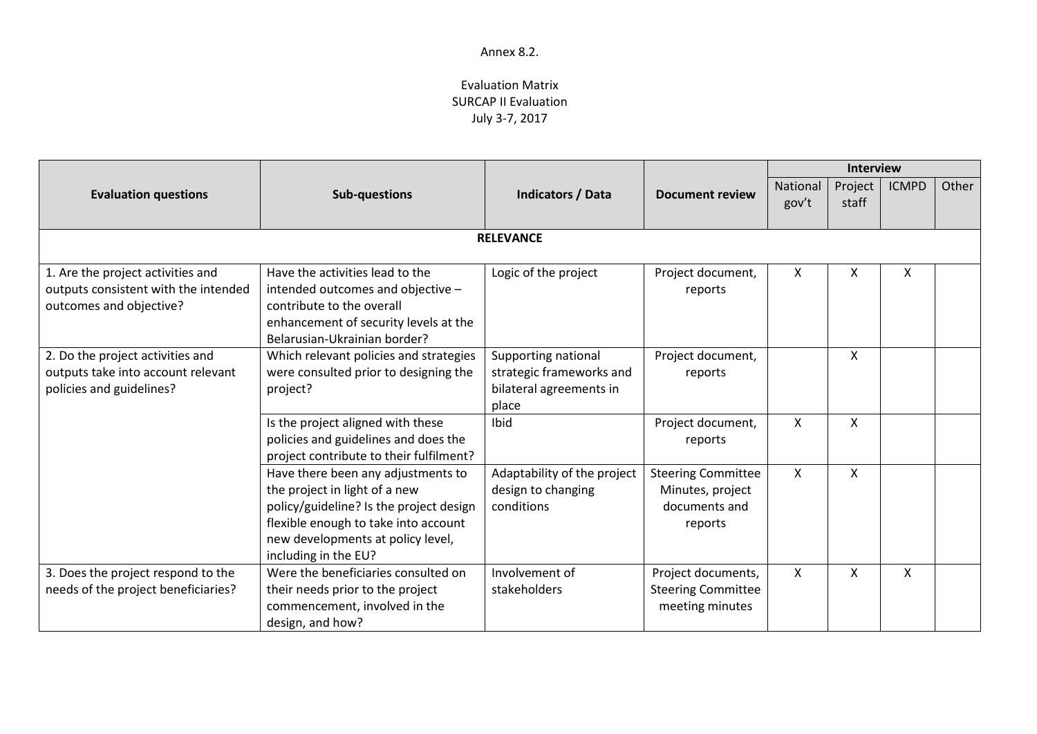Annex 8.2.

Evaluation Matrix
SURCAP II Evaluation
July 3-7, 2017

| Evaluation questions | Sub-questions | Indicators / Data | Document review | Interview | | | |
|---|---|---|---|---|---|---|---|
| | | | | National gov't | Project staff | ICMPD | Other |
| **RELEVANCE** | | | | | | | |
| 1. Are the project activities and outputs consistent with the intended outcomes and objective? | Have the activities lead to the intended outcomes and objective – contribute to the overall enhancement of security levels at the Belarusian-Ukrainian border? | Logic of the project | Project document, reports | X | X | X | |
| 2. Do the project activities and outputs take into account relevant policies and guidelines? | Which relevant policies and strategies were consulted prior to designing the project? | Supporting national strategic frameworks and bilateral agreements in place | Project document, reports | | X | | |
| | Is the project aligned with these policies and guidelines and does the project contribute to their fulfilment? | Ibid | Project document, reports | X | X | | |
| | Have there been any adjustments to the project in light of a new policy/guideline? Is the project design flexible enough to take into account new developments at policy level, including in the EU? | Adaptability of the project design to changing conditions | Steering Committee Minutes, project documents and reports | X | X | | |
| 3. Does the project respond to the needs of the project beneficiaries? | Were the beneficiaries consulted on their needs prior to the project commencement, involved in the design, and how? | Involvement of stakeholders | Project documents, Steering Committee meeting minutes | X | X | X | |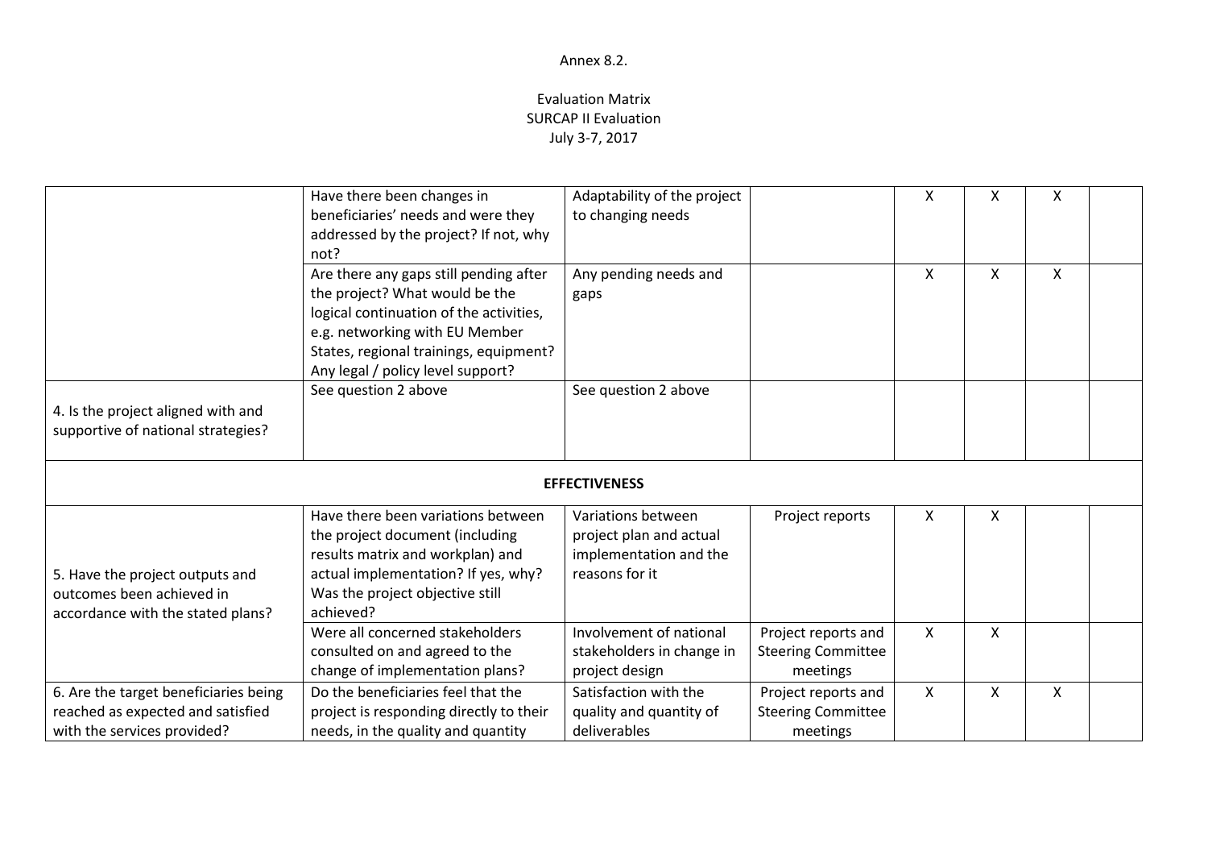Annex 8.2.

Evaluation Matrix
SURCAP II Evaluation
July 3-7, 2017

| | | | | | | | |
|---|---|---|---|---|---|---|---|
| | Have there been changes in beneficiaries' needs and were they addressed by the project? If not, why not? | Adaptability of the project to changing needs | | X | X | X | |
| | Are there any gaps still pending after the project? What would be the logical continuation of the activities, e.g. networking with EU Member States, regional trainings, equipment? Any legal / policy level support? | Any pending needs and gaps | | X | X | X | |
| 4. Is the project aligned with and supportive of national strategies? | See question 2 above | See question 2 above | | | | | |
| **EFFECTIVENESS** | | | | | | | |
| 5. Have the project outputs and outcomes been achieved in accordance with the stated plans? | Have there been variations between the project document (including results matrix and workplan) and actual implementation? If yes, why? Was the project objective still achieved? | Variations between project plan and actual implementation and the reasons for it | Project reports | X | X | | |
| | Were all concerned stakeholders consulted on and agreed to the change of implementation plans? | Involvement of national stakeholders in change in project design | Project reports and Steering Committee meetings | X | X | | |
| 6. Are the target beneficiaries being reached as expected and satisfied with the services provided? | Do the beneficiaries feel that the project is responding directly to their needs, in the quality and quantity | Satisfaction with the quality and quantity of deliverables | Project reports and Steering Committee meetings | X | X | X | |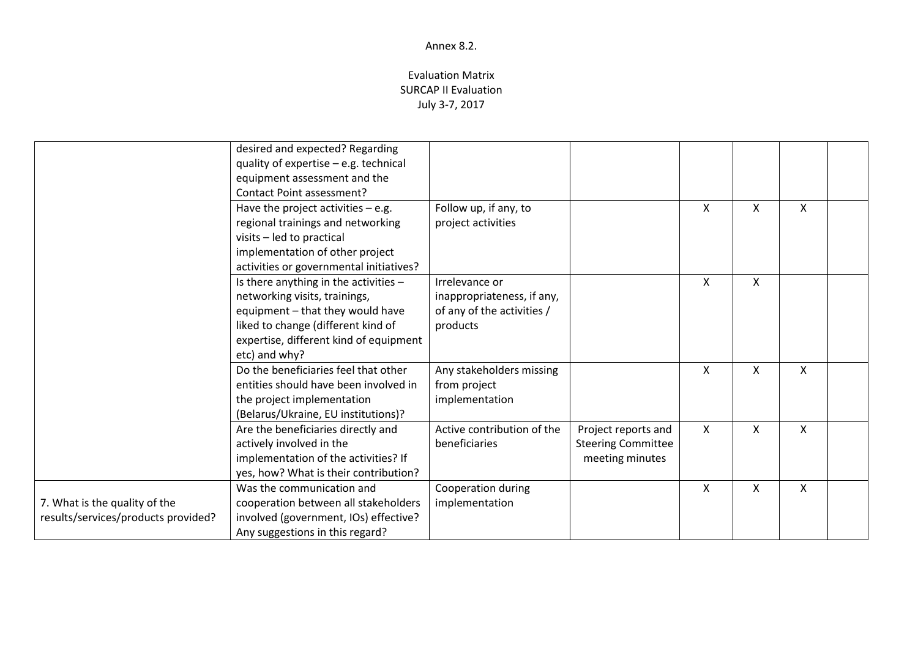Annex 8.2.

Evaluation Matrix
SURCAP II Evaluation
July 3-7, 2017

| | | | | | | | |
|---|---|---|---|---|---|---|---|
| | desired and expected? Regarding quality of expertise – e.g. technical equipment assessment and the Contact Point assessment? | | | | | | |
| | Have the project activities – e.g. regional trainings and networking visits – led to practical implementation of other project activities or governmental initiatives? | Follow up, if any, to project activities | | X | X | X | |
| | Is there anything in the activities – networking visits, trainings, equipment – that they would have liked to change (different kind of expertise, different kind of equipment etc) and why? | Irrelevance or inappropriateness, if any, of any of the activities / products | | X | X | | |
| | Do the beneficiaries feel that other entities should have been involved in the project implementation (Belarus/Ukraine, EU institutions)? | Any stakeholders missing from project implementation | | X | X | X | |
| | Are the beneficiaries directly and actively involved in the implementation of the activities? If yes, how? What is their contribution? | Active contribution of the beneficiaries | Project reports and Steering Committee meeting minutes | X | X | X | |
| 7. What is the quality of the results/services/products provided? | Was the communication and cooperation between all stakeholders involved (government, IOs) effective? Any suggestions in this regard? | Cooperation during implementation | | X | X | X | |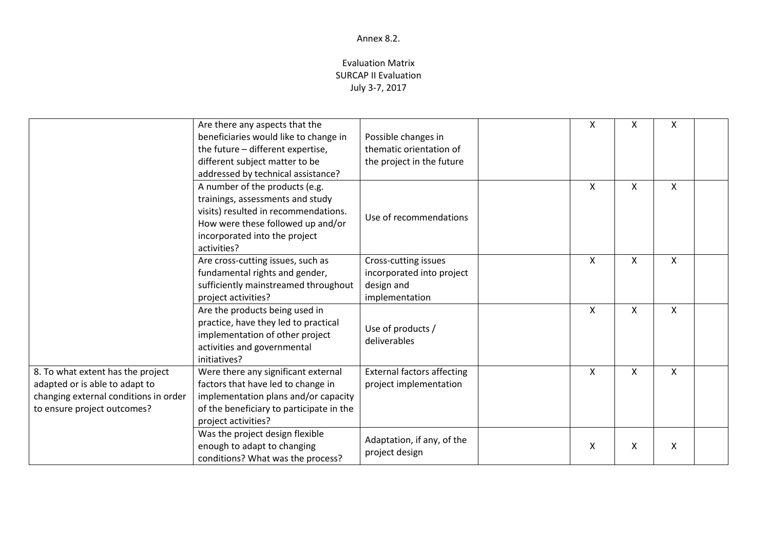Annex 8.2.

Evaluation Matrix
SURCAP II Evaluation
July 3-7, 2017

| | | | | | | | |
|---|---|---|---|---|---|---|---|
| | Are there any aspects that the beneficiaries would like to change in the future – different expertise, different subject matter to be addressed by technical assistance? | Possible changes in thematic orientation of the project in the future | | X | X | X | |
| | A number of the products (e.g. trainings, assessments and study visits) resulted in recommendations. How were these followed up and/or incorporated into the project activities? | Use of recommendations | | X | X | X | |
| | Are cross-cutting issues, such as fundamental rights and gender, sufficiently mainstreamed throughout project activities? | Cross-cutting issues incorporated into project design and implementation | | X | X | X | |
| | Are the products being used in practice, have they led to practical implementation of other project activities and governmental initiatives? | Use of products / deliverables | | X | X | X | |
| 8. To what extent has the project adapted or is able to adapt to changing external conditions in order to ensure project outcomes? | Were there any significant external factors that have led to change in implementation plans and/or capacity of the beneficiary to participate in the project activities? | External factors affecting project implementation | | X | X | X | |
| | Was the project design flexible enough to adapt to changing conditions? What was the process? | Adaptation, if any, of the project design | | X | X | X | |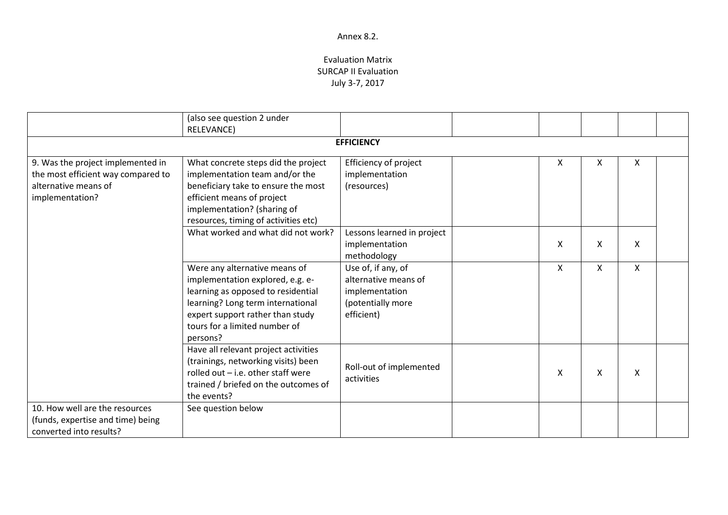Annex 8.2.

Evaluation Matrix
SURCAP II Evaluation
July 3-7, 2017

| | | | | | | | |
|---|---|---|---|---|---|---|---|
| | (also see question 2 under RELEVANCE) | | | | | | |
| | | **EFFICIENCY** | | | | | |
| 9. Was the project implemented in the most efficient way compared to alternative means of implementation? | What concrete steps did the project implementation team and/or the beneficiary take to ensure the most efficient means of project implementation? (sharing of resources, timing of activities etc) | Efficiency of project implementation (resources) | | X | X | X | |
| | What worked and what did not work? | Lessons learned in project implementation methodology | | X | X | X | |
| | Were any alternative means of implementation explored, e.g. e-learning as opposed to residential learning? Long term international expert support rather than study tours for a limited number of persons? | Use of, if any, of alternative means of implementation (potentially more efficient) | | X | X | X | |
| | Have all relevant project activities (trainings, networking visits) been rolled out – i.e. other staff were trained / briefed on the outcomes of the events? | Roll-out of implemented activities | | X | X | X | |
| 10. How well are the resources (funds, expertise and time) being converted into results? | See question below | | | | | | |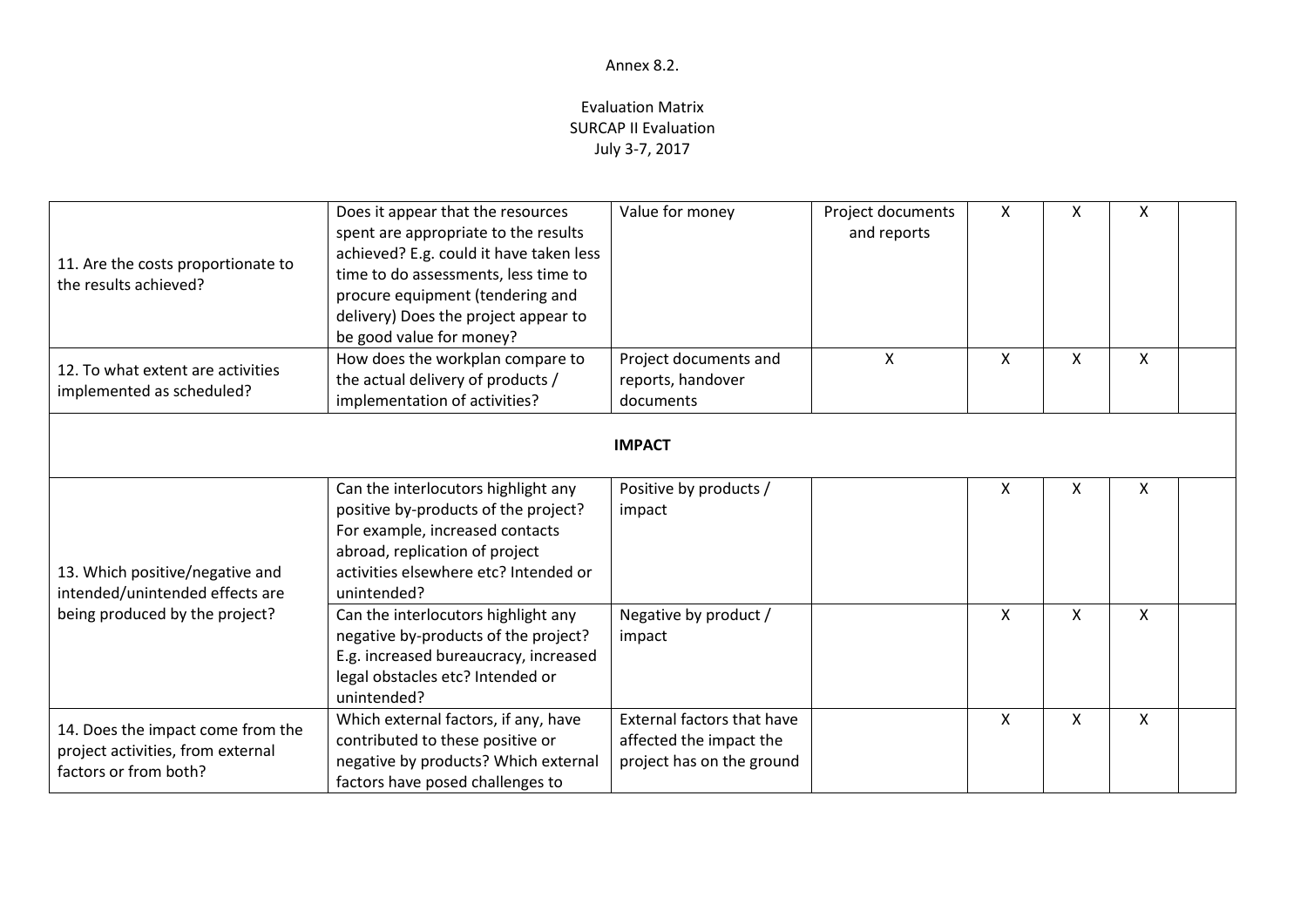Annex 8.2.

Evaluation Matrix
SURCAP II Evaluation
July 3-7, 2017

| | | | | | | | |
|---|---|---|---|---|---|---|---|
| 11. Are the costs proportionate to the results achieved? | Does it appear that the resources spent are appropriate to the results achieved? E.g. could it have taken less time to do assessments, less time to procure equipment (tendering and delivery) Does the project appear to be good value for money? | Value for money | Project documents and reports | X | X | X | |
| 12. To what extent are activities implemented as scheduled? | How does the workplan compare to the actual delivery of products / implementation of activities? | Project documents and reports, handover documents | X | X | X | X | |
| **IMPACT** | | | | | | | |
| 13. Which positive/negative and intended/unintended effects are being produced by the project? | Can the interlocutors highlight any positive by-products of the project? For example, increased contacts abroad, replication of project activities elsewhere etc? Intended or unintended? | Positive by products / impact | | X | X | X | |
| | Can the interlocutors highlight any negative by-products of the project? E.g. increased bureaucracy, increased legal obstacles etc? Intended or unintended? | Negative by product / impact | | X | X | X | |
| 14. Does the impact come from the project activities, from external factors or from both? | Which external factors, if any, have contributed to these positive or negative by products? Which external factors have posed challenges to | External factors that have affected the impact the project has on the ground | | X | X | X | |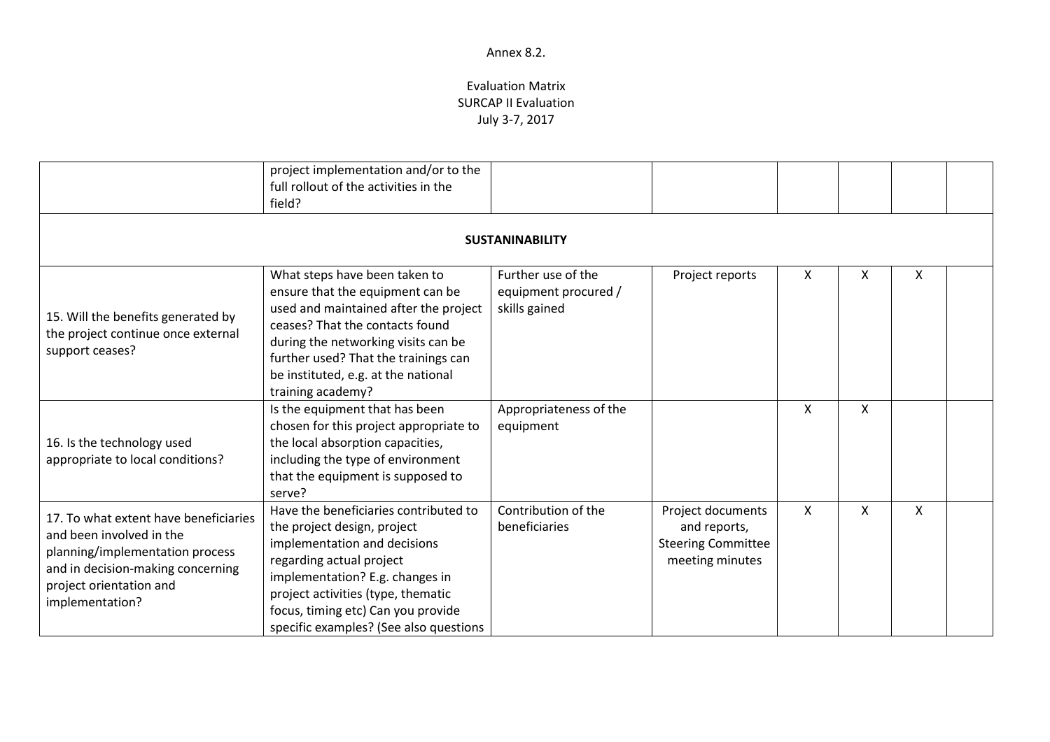Annex 8.2.

Evaluation Matrix
SURCAP II Evaluation
July 3-7, 2017

| | | | | | | | |
|---|---|---|---|---|---|---|---|
| | project implementation and/or to the full rollout of the activities in the field? | | | | | | |
| **SUSTANINABILITY** | | | | | | | |
| 15. Will the benefits generated by the project continue once external support ceases? | What steps have been taken to ensure that the equipment can be used and maintained after the project ceases? That the contacts found during the networking visits can be further used? That the trainings can be instituted, e.g. at the national training academy? | Further use of the equipment procured / skills gained | Project reports | X | X | X | |
| 16. Is the technology used appropriate to local conditions? | Is the equipment that has been chosen for this project appropriate to the local absorption capacities, including the type of environment that the equipment is supposed to serve? | Appropriateness of the equipment | | X | X | | |
| 17. To what extent have beneficiaries and been involved in the planning/implementation process and in decision-making concerning project orientation and implementation? | Have the beneficiaries contributed to the project design, project implementation and decisions regarding actual project implementation? E.g. changes in project activities (type, thematic focus, timing etc) Can you provide specific examples? (See also questions | Contribution of the beneficiaries | Project documents and reports, Steering Committee meeting minutes | X | X | X | |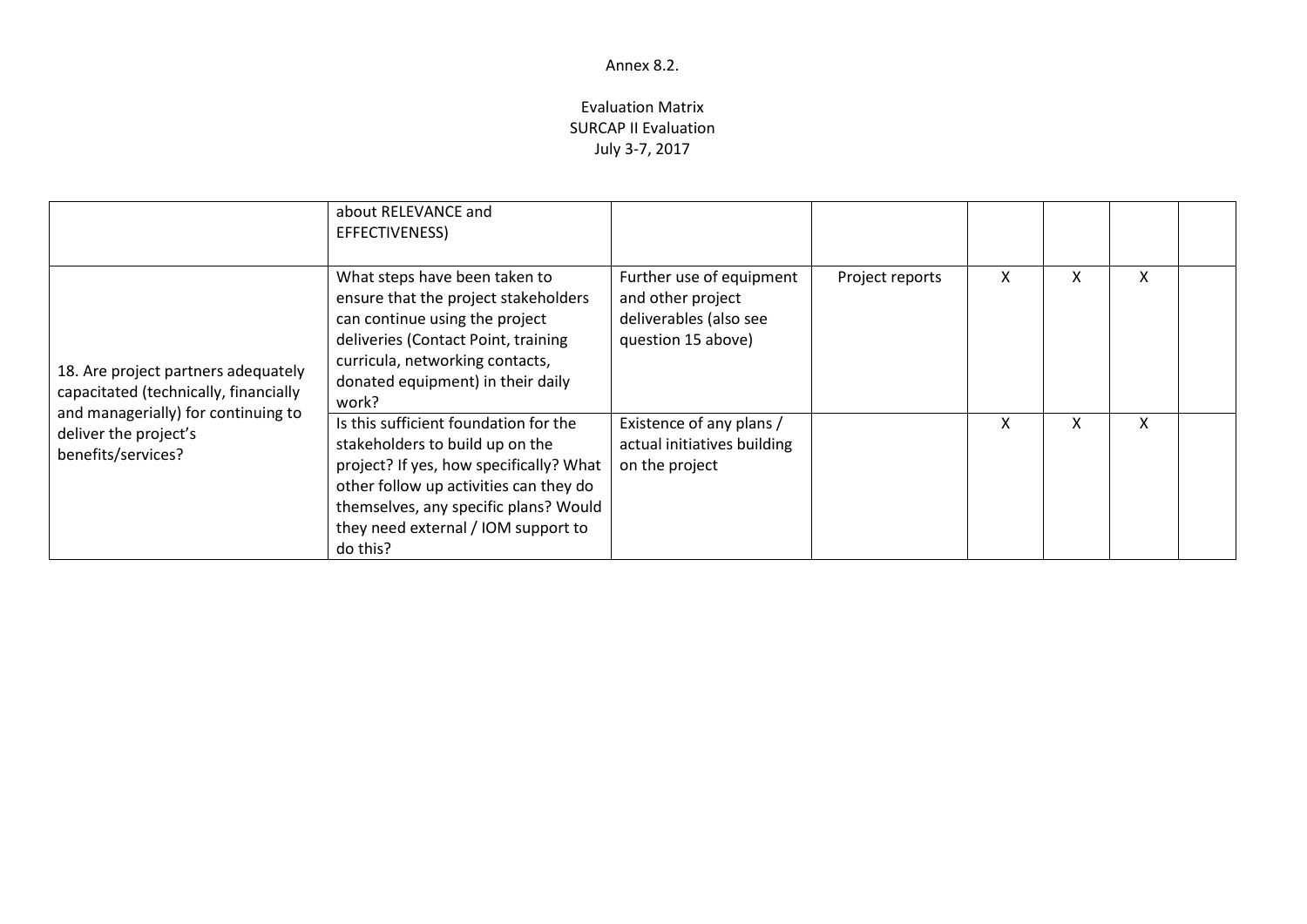Annex 8.2.

Evaluation Matrix
SURCAP II Evaluation
July 3-7, 2017

| | | | | | | | |
|---|---|---|---|---|---|---|---|
| | about RELEVANCE and EFFECTIVENESS) | | | | | | |
| 18. Are project partners adequately capacitated (technically, financially and managerially) for continuing to deliver the project's benefits/services? | What steps have been taken to ensure that the project stakeholders can continue using the project deliveries (Contact Point, training curricula, networking contacts, donated equipment) in their daily work? | Further use of equipment and other project deliverables (also see question 15 above) | Project reports | X | X | X | |
| | Is this sufficient foundation for the stakeholders to build up on the project? If yes, how specifically? What other follow up activities can they do themselves, any specific plans? Would they need external / IOM support to do this? | Existence of any plans / actual initiatives building on the project | | X | X | X | |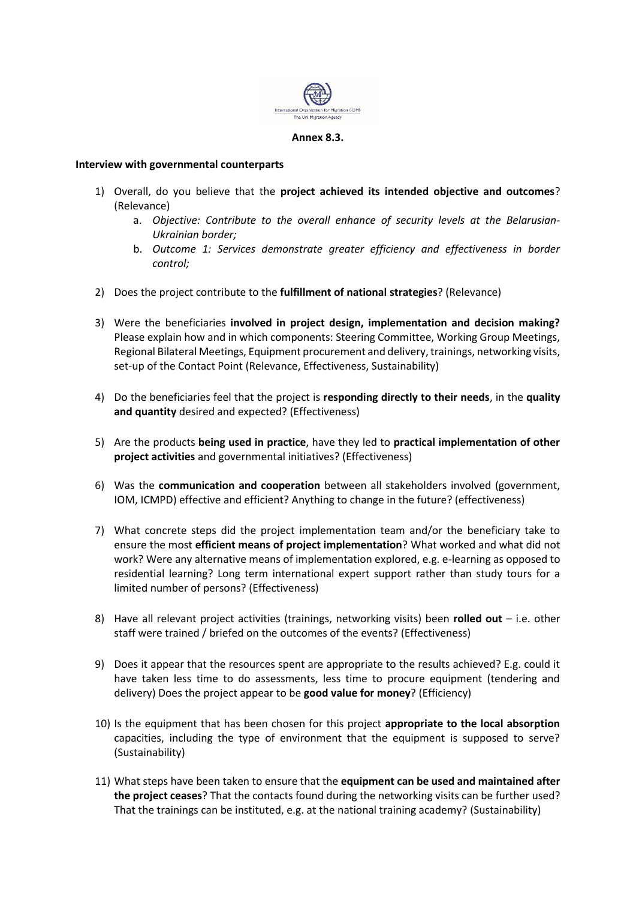**Annex 8.3.**

**Interview with governmental counterparts**

1) Overall, do you believe that the **project achieved its intended objective and outcomes**? (Relevance)
    a. *Objective: Contribute to the overall enhance of security levels at the Belarusian-Ukrainian border;*
    b. *Outcome 1: Services demonstrate greater efficiency and effectiveness in border control;*

2) Does the project contribute to the **fulfillment of national strategies**? (Relevance)

3) Were the beneficiaries **involved in project design, implementation and decision making?** Please explain how and in which components: Steering Committee, Working Group Meetings, Regional Bilateral Meetings, Equipment procurement and delivery, trainings, networking visits, set-up of the Contact Point (Relevance, Effectiveness, Sustainability)

4) Do the beneficiaries feel that the project is **responding directly to their needs**, in the **quality and quantity** desired and expected? (Effectiveness)

5) Are the products **being used in practice**, have they led to **practical implementation of other project activities** and governmental initiatives? (Effectiveness)

6) Was the **communication and cooperation** between all stakeholders involved (government, IOM, ICMPD) effective and efficient? Anything to change in the future? (effectiveness)

7) What concrete steps did the project implementation team and/or the beneficiary take to ensure the most **efficient means of project implementation**? What worked and what did not work? Were any alternative means of implementation explored, e.g. e-learning as opposed to residential learning? Long term international expert support rather than study tours for a limited number of persons? (Effectiveness)

8) Have all relevant project activities (trainings, networking visits) been **rolled out** – i.e. other staff were trained / briefed on the outcomes of the events? (Effectiveness)

9) Does it appear that the resources spent are appropriate to the results achieved? E.g. could it have taken less time to do assessments, less time to procure equipment (tendering and delivery) Does the project appear to be **good value for money**? (Efficiency)

10) Is the equipment that has been chosen for this project **appropriate to the local absorption** capacities, including the type of environment that the equipment is supposed to serve? (Sustainability)

11) What steps have been taken to ensure that the **equipment can be used and maintained after the project ceases**? That the contacts found during the networking visits can be further used? That the trainings can be instituted, e.g. at the national training academy? (Sustainability)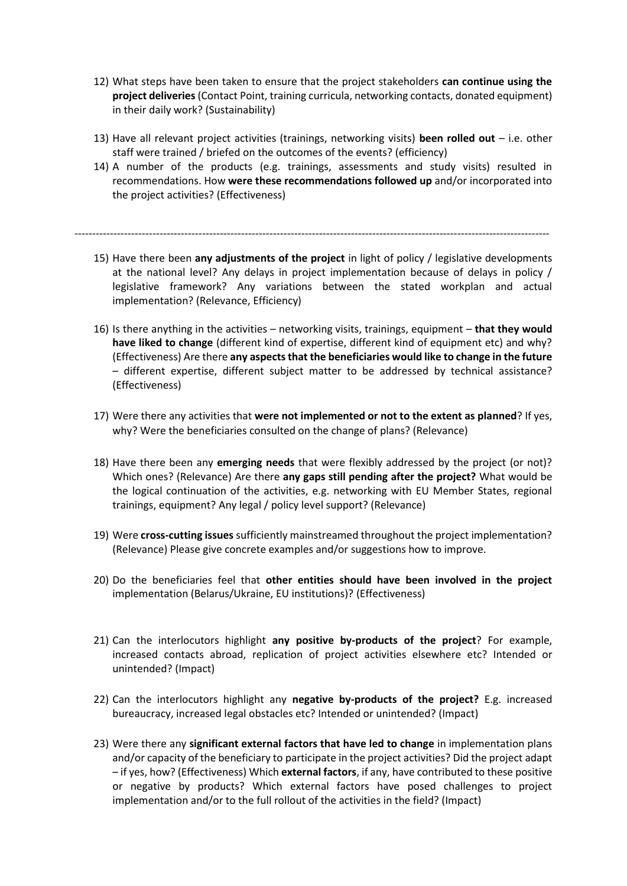12) What steps have been taken to ensure that the project stakeholders **can continue using the project deliveries** (Contact Point, training curricula, networking contacts, donated equipment) in their daily work? (Sustainability)

13) Have all relevant project activities (trainings, networking visits) **been rolled out** – i.e. other staff were trained / briefed on the outcomes of the events? (efficiency)

14) A number of the products (e.g. trainings, assessments and study visits) resulted in recommendations. How **were these recommendations followed up** and/or incorporated into the project activities? (Effectiveness)

---

15) Have there been **any adjustments of the project** in light of policy / legislative developments at the national level? Any delays in project implementation because of delays in policy / legislative framework? Any variations between the stated workplan and actual implementation? (Relevance, Efficiency)

16) Is there anything in the activities – networking visits, trainings, equipment – **that they would have liked to change** (different kind of expertise, different kind of equipment etc) and why? (Effectiveness) Are there **any aspects that the beneficiaries would like to change in the future** – different expertise, different subject matter to be addressed by technical assistance? (Effectiveness)

17) Were there any activities that **were not implemented or not to the extent as planned**? If yes, why? Were the beneficiaries consulted on the change of plans? (Relevance)

18) Have there been any **emerging needs** that were flexibly addressed by the project (or not)? Which ones? (Relevance) Are there **any gaps still pending after the project?** What would be the logical continuation of the activities, e.g. networking with EU Member States, regional trainings, equipment? Any legal / policy level support? (Relevance)

19) Were **cross-cutting issues** sufficiently mainstreamed throughout the project implementation? (Relevance) Please give concrete examples and/or suggestions how to improve.

20) Do the beneficiaries feel that **other entities should have been involved in the project** implementation (Belarus/Ukraine, EU institutions)? (Effectiveness)

21) Can the interlocutors highlight **any positive by-products of the project**? For example, increased contacts abroad, replication of project activities elsewhere etc? Intended or unintended? (Impact)

22) Can the interlocutors highlight any **negative by-products of the project?** E.g. increased bureaucracy, increased legal obstacles etc? Intended or unintended? (Impact)

23) Were there any **significant external factors that have led to change** in implementation plans and/or capacity of the beneficiary to participate in the project activities? Did the project adapt – if yes, how? (Effectiveness) Which **external factors**, if any, have contributed to these positive or negative by products? Which external factors have posed challenges to project implementation and/or to the full rollout of the activities in the field? (Impact)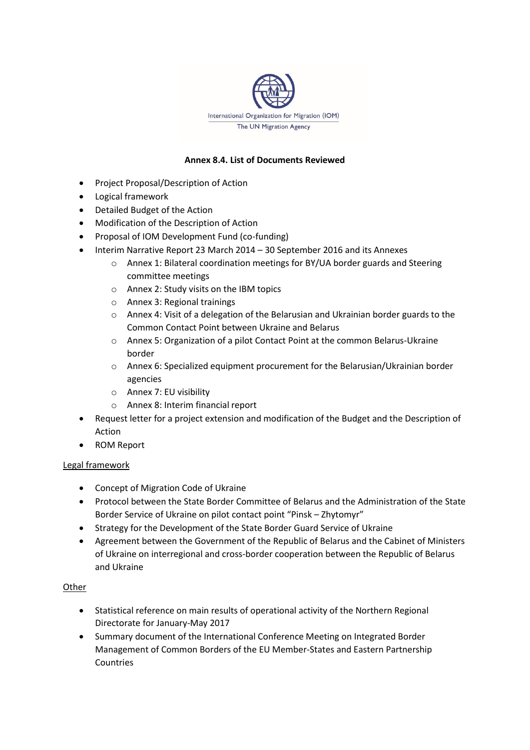**Annex 8.4. List of Documents Reviewed**

- Project Proposal/Description of Action
- Logical framework
- Detailed Budget of the Action
- Modification of the Description of Action
- Proposal of IOM Development Fund (co-funding)
- Interim Narrative Report 23 March 2014 – 30 September 2016 and its Annexes
  - Annex 1: Bilateral coordination meetings for BY/UA border guards and Steering committee meetings
  - Annex 2: Study visits on the IBM topics
  - Annex 3: Regional trainings
  - Annex 4: Visit of a delegation of the Belarusian and Ukrainian border guards to the Common Contact Point between Ukraine and Belarus
  - Annex 5: Organization of a pilot Contact Point at the common Belarus-Ukraine border
  - Annex 6: Specialized equipment procurement for the Belarusian/Ukrainian border agencies
  - Annex 7: EU visibility
  - Annex 8: Interim financial report
- Request letter for a project extension and modification of the Budget and the Description of Action
- ROM Report

<u>Legal framework</u>

- Concept of Migration Code of Ukraine
- Protocol between the State Border Committee of Belarus and the Administration of the State Border Service of Ukraine on pilot contact point "Pinsk – Zhytomyr"
- Strategy for the Development of the State Border Guard Service of Ukraine
- Agreement between the Government of the Republic of Belarus and the Cabinet of Ministers of Ukraine on interregional and cross-border cooperation between the Republic of Belarus and Ukraine

<u>Other</u>

- Statistical reference on main results of operational activity of the Northern Regional Directorate for January-May 2017
- Summary document of the International Conference Meeting on Integrated Border Management of Common Borders of the EU Member-States and Eastern Partnership Countries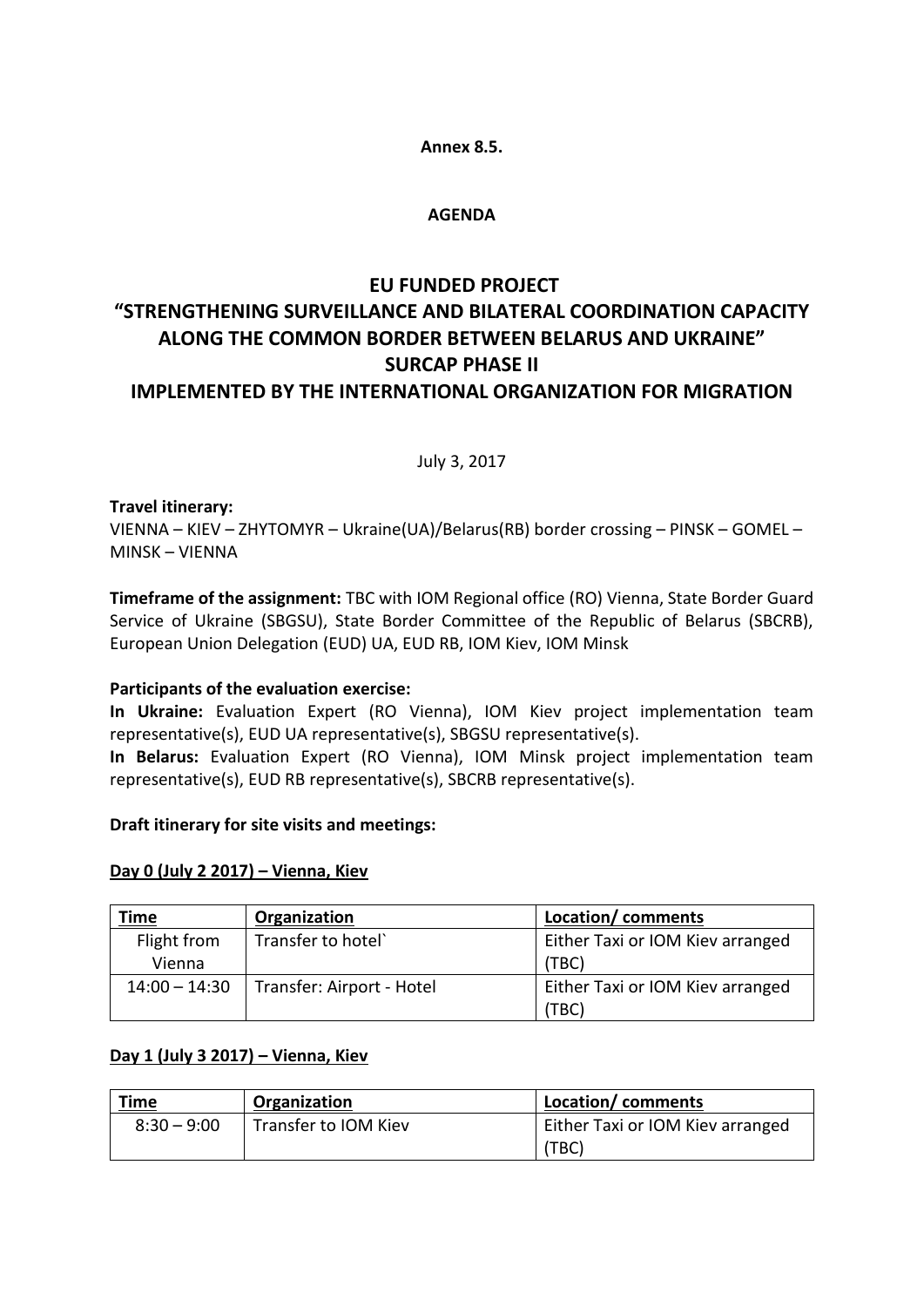**Annex 8.5.**

**AGENDA**

# EU FUNDED PROJECT
# "STRENGTHENING SURVEILLANCE AND BILATERAL COORDINATION CAPACITY ALONG THE COMMON BORDER BETWEEN BELARUS AND UKRAINE"
# SURCAP PHASE II
# IMPLEMENTED BY THE INTERNATIONAL ORGANIZATION FOR MIGRATION

July 3, 2017

**Travel itinerary:**
VIENNA – KIEV – ZHYTOMYR – Ukraine(UA)/Belarus(RB) border crossing – PINSK – GOMEL – MINSK – VIENNA

**Timeframe of the assignment:** TBC with IOM Regional office (RO) Vienna, State Border Guard Service of Ukraine (SBGSU), State Border Committee of the Republic of Belarus (SBCRB), European Union Delegation (EUD) UA, EUD RB, IOM Kiev, IOM Minsk

**Participants of the evaluation exercise:**
**In Ukraine:** Evaluation Expert (RO Vienna), IOM Kiev project implementation team representative(s), EUD UA representative(s), SBGSU representative(s).
**In Belarus:** Evaluation Expert (RO Vienna), IOM Minsk project implementation team representative(s), EUD RB representative(s), SBCRB representative(s).

**Draft itinerary for site visits and meetings:**

**Day 0 (July 2 2017) – Vienna, Kiev**

| Time | Organization | Location/ comments |
|---|---|---|
| Flight from Vienna | Transfer to hotel` | Either Taxi or IOM Kiev arranged (TBC) |
| 14:00 – 14:30 | Transfer: Airport - Hotel | Either Taxi or IOM Kiev arranged (TBC) |

**Day 1 (July 3 2017) – Vienna, Kiev**

| Time | Organization | Location/ comments |
|---|---|---|
| 8:30 – 9:00 | Transfer to IOM Kiev | Either Taxi or IOM Kiev arranged (TBC) |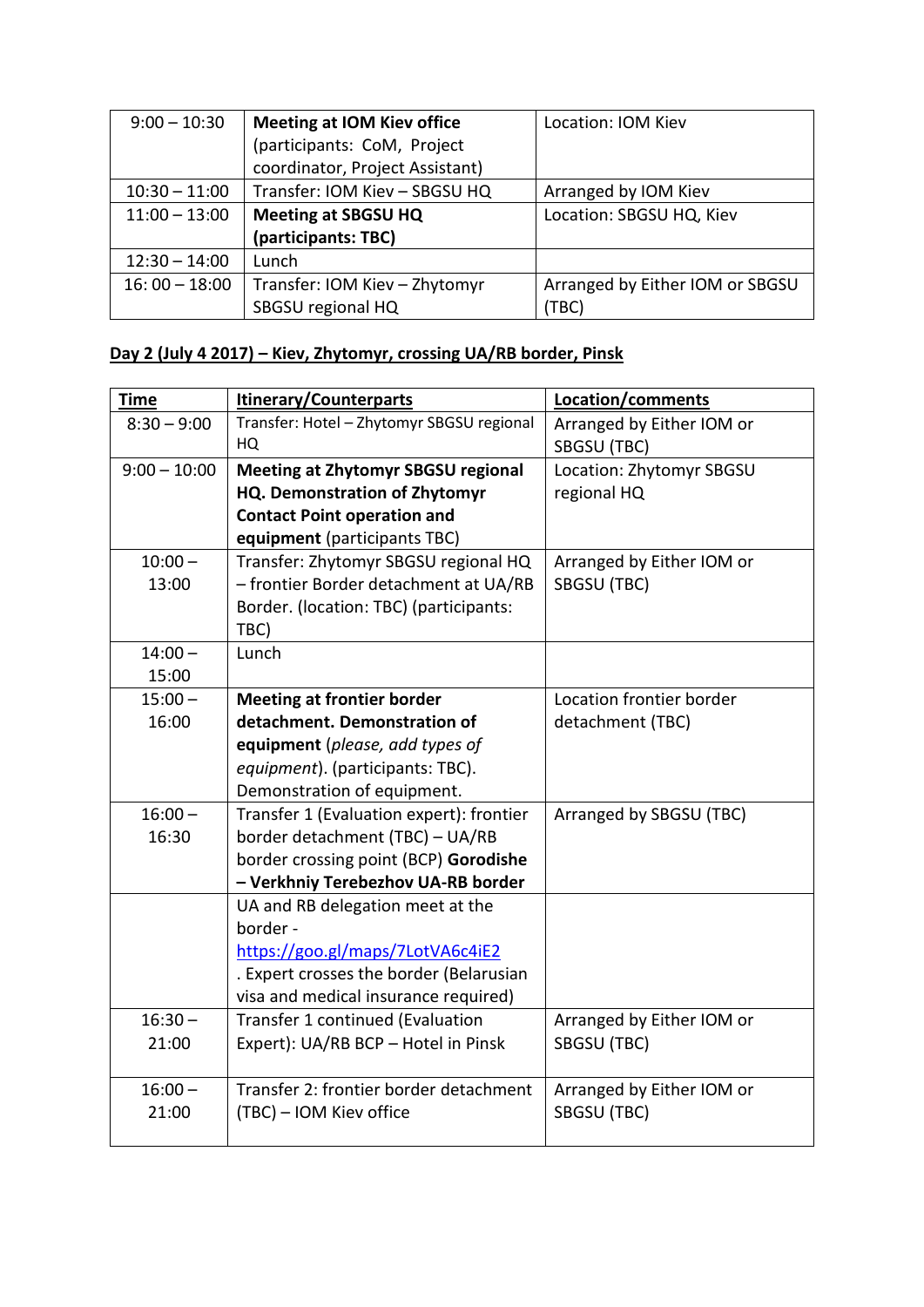| | | |
|---|---|---|
| 9:00 – 10:30 | **Meeting at IOM Kiev office** (participants: CoM, Project coordinator, Project Assistant) | Location: IOM Kiev |
| 10:30 – 11:00 | Transfer: IOM Kiev – SBGSU HQ | Arranged by IOM Kiev |
| 11:00 – 13:00 | **Meeting at SBGSU HQ (participants: TBC)** | Location: SBGSU HQ, Kiev |
| 12:30 – 14:00 | Lunch | |
| 16: 00 – 18:00 | Transfer: IOM Kiev – Zhytomyr SBGSU regional HQ | Arranged by Either IOM or SBGSU (TBC) |

**Day 2 (July 4 2017) – Kiev, Zhytomyr, crossing UA/RB border, Pinsk**

| Time | Itinerary/Counterparts | Location/comments |
|---|---|---|
| 8:30 – 9:00 | Transfer: Hotel – Zhytomyr SBGSU regional HQ | Arranged by Either IOM or SBGSU (TBC) |
| 9:00 – 10:00 | **Meeting at Zhytomyr SBGSU regional HQ. Demonstration of Zhytomyr Contact Point operation and equipment** (participants TBC) | Location: Zhytomyr SBGSU regional HQ |
| 10:00 – 13:00 | Transfer: Zhytomyr SBGSU regional HQ – frontier Border detachment at UA/RB Border. (location: TBC) (participants: TBC) | Arranged by Either IOM or SBGSU (TBC) |
| 14:00 – 15:00 | Lunch | |
| 15:00 – 16:00 | **Meeting at frontier border detachment. Demonstration of equipment** (*please, add types of equipment*). (participants: TBC). Demonstration of equipment. | Location frontier border detachment (TBC) |
| 16:00 – 16:30 | Transfer 1 (Evaluation expert): frontier border detachment (TBC) – UA/RB border crossing point (BCP) **Gorodishe – Verkhniy Terebezhov UA-RB border** | Arranged by SBGSU (TBC) |
| | UA and RB delegation meet at the border - https://goo.gl/maps/7LotVA6c4iE2 . Expert crosses the border (Belarusian visa and medical insurance required) | |
| 16:30 – 21:00 | Transfer 1 continued (Evaluation Expert): UA/RB BCP – Hotel in Pinsk | Arranged by Either IOM or SBGSU (TBC) |
| 16:00 – 21:00 | Transfer 2: frontier border detachment (TBC) – IOM Kiev office | Arranged by Either IOM or SBGSU (TBC) |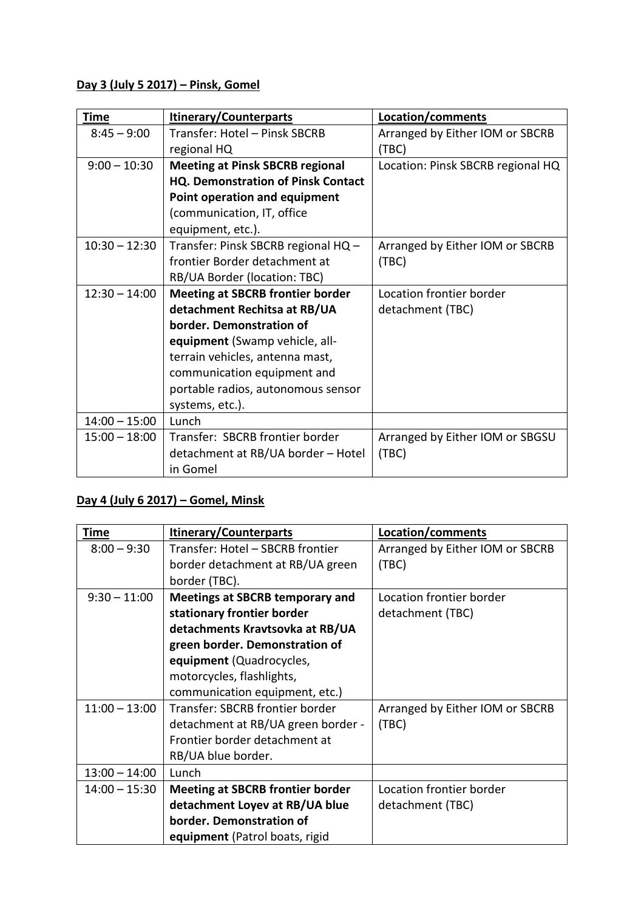**<u>Day 3 (July 5 2017) – Pinsk, Gomel</u>**

| <u>Time</u> | <u>Itinerary/Counterparts</u> | <u>Location/comments</u> |
|---|---|---|
| 8:45 – 9:00 | Transfer: Hotel – Pinsk SBCRB regional HQ | Arranged by Either IOM or SBCRB (TBC) |
| 9:00 – 10:30 | **Meeting at Pinsk SBCRB regional HQ. Demonstration of Pinsk Contact Point operation and equipment** (communication, IT, office equipment, etc.). | Location: Pinsk SBCRB regional HQ |
| 10:30 – 12:30 | Transfer: Pinsk SBCRB regional HQ – frontier Border detachment at RB/UA Border (location: TBC) | Arranged by Either IOM or SBCRB (TBC) |
| 12:30 – 14:00 | **Meeting at SBCRB frontier border detachment Rechitsa at RB/UA border. Demonstration of equipment** (Swamp vehicle, all-terrain vehicles, antenna mast, communication equipment and portable radios, autonomous sensor systems, etc.). | Location frontier border detachment (TBC) |
| 14:00 – 15:00 | Lunch | |
| 15:00 – 18:00 | Transfer: SBCRB frontier border detachment at RB/UA border – Hotel in Gomel | Arranged by Either IOM or SBGSU (TBC) |

**<u>Day 4 (July 6 2017) – Gomel, Minsk</u>**

| <u>Time</u> | <u>Itinerary/Counterparts</u> | <u>Location/comments</u> |
|---|---|---|
| 8:00 – 9:30 | Transfer: Hotel – SBCRB frontier border detachment at RB/UA green border (TBC). | Arranged by Either IOM or SBCRB (TBC) |
| 9:30 – 11:00 | **Meetings at SBCRB temporary and stationary frontier border detachments Kravtsovka at RB/UA green border. Demonstration of equipment** (Quadrocycles, motorcycles, flashlights, communication equipment, etc.) | Location frontier border detachment (TBC) |
| 11:00 – 13:00 | Transfer: SBCRB frontier border detachment at RB/UA green border - Frontier border detachment at RB/UA blue border. | Arranged by Either IOM or SBCRB (TBC) |
| 13:00 – 14:00 | Lunch | |
| 14:00 – 15:30 | **Meeting at SBCRB frontier border detachment Loyev at RB/UA blue border. Demonstration of equipment** (Patrol boats, rigid | Location frontier border detachment (TBC) |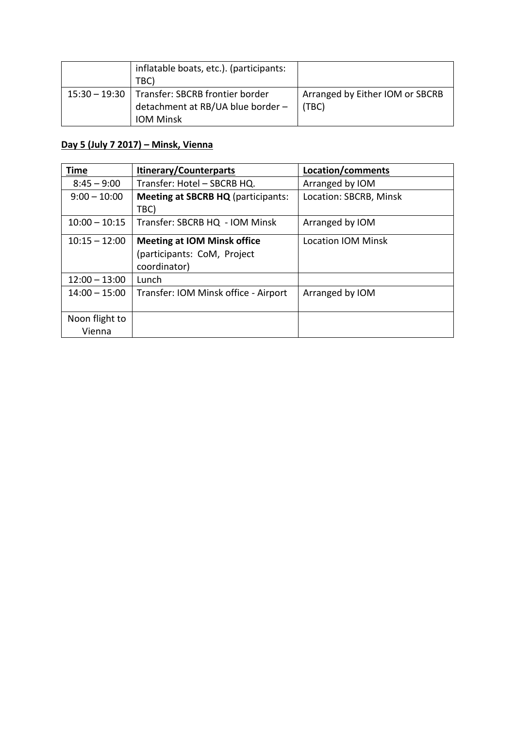|  | inflatable boats, etc.). (participants: TBC) |  |
|---|---|---|
| 15:30 – 19:30 | Transfer: SBCRB frontier border detachment at RB/UA blue border – IOM Minsk | Arranged by Either IOM or SBCRB (TBC) |

## Day 5 (July 7 2017) – Minsk, Vienna

| Time | Itinerary/Counterparts | Location/comments |
|---|---|---|
| 8:45 – 9:00 | Transfer: Hotel – SBCRB HQ. | Arranged by IOM |
| 9:00 – 10:00 | **Meeting at SBCRB HQ** (participants: TBC) | Location: SBCRB, Minsk |
| 10:00 – 10:15 | Transfer: SBCRB HQ - IOM Minsk | Arranged by IOM |
| 10:15 – 12:00 | **Meeting at IOM Minsk office** (participants: CoM, Project coordinator) | Location IOM Minsk |
| 12:00 – 13:00 | Lunch |  |
| 14:00 – 15:00 | Transfer: IOM Minsk office - Airport | Arranged by IOM |
| Noon flight to Vienna |  |  |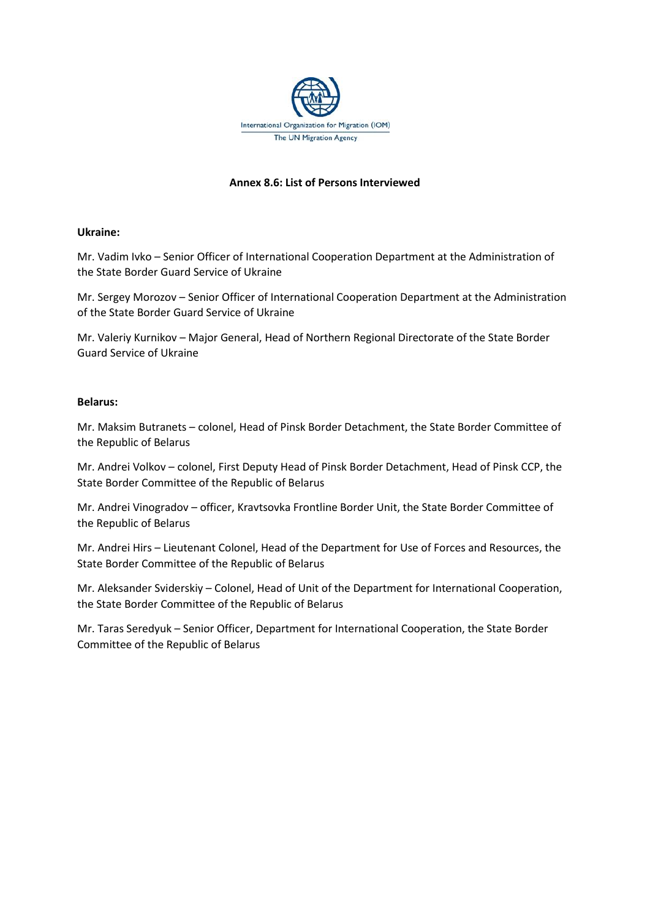International Organization for Migration (IOM)
The UN Migration Agency

**Annex 8.6: List of Persons Interviewed**

**Ukraine:**

Mr. Vadim Ivko – Senior Officer of International Cooperation Department at the Administration of the State Border Guard Service of Ukraine

Mr. Sergey Morozov – Senior Officer of International Cooperation Department at the Administration of the State Border Guard Service of Ukraine

Mr. Valeriy Kurnikov – Major General, Head of Northern Regional Directorate of the State Border Guard Service of Ukraine

**Belarus:**

Mr. Maksim Butranets – colonel, Head of Pinsk Border Detachment, the State Border Committee of the Republic of Belarus

Mr. Andrei Volkov – colonel, First Deputy Head of Pinsk Border Detachment, Head of Pinsk CCP, the State Border Committee of the Republic of Belarus

Mr. Andrei Vinogradov – officer, Kravtsovka Frontline Border Unit, the State Border Committee of the Republic of Belarus

Mr. Andrei Hirs – Lieutenant Colonel, Head of the Department for Use of Forces and Resources, the State Border Committee of the Republic of Belarus

Mr. Aleksander Sviderskiy – Colonel, Head of Unit of the Department for International Cooperation, the State Border Committee of the Republic of Belarus

Mr. Taras Seredyuk – Senior Officer, Department for International Cooperation, the State Border Committee of the Republic of Belarus